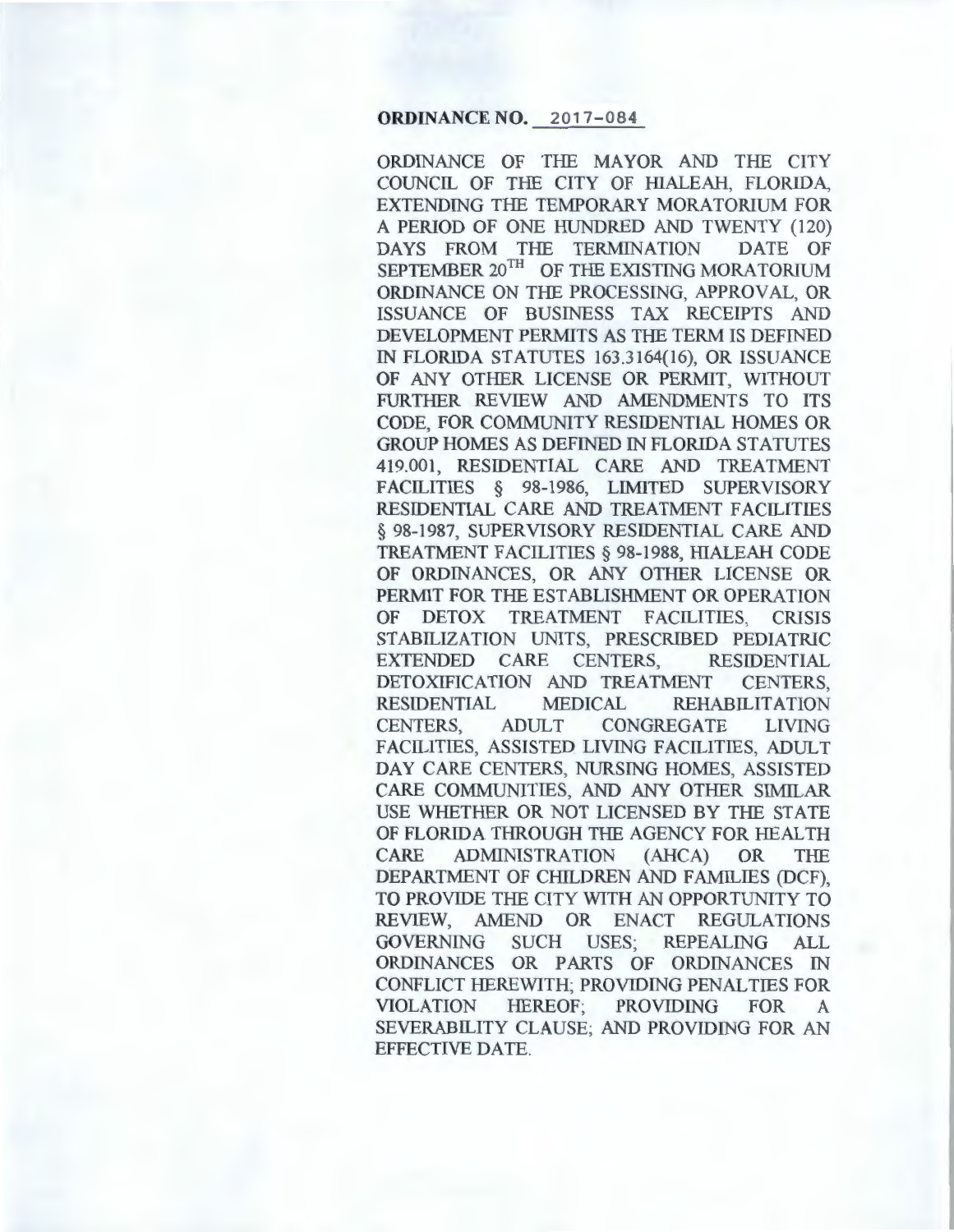**ORDINANCE NO. 2017-084**

ORDINANCE OF THE MAYOR AND THE CITY COUNCIL OF THE CITY OF HIALEAH, FLORIDA, EXTENDING THE TEMPORARY MORATORIUM FOR A PERIOD OF ONE HUNDRED AND TWENTY (120) DAYS FROM THE TERMINATION DATE OF SEPTEMBER 20TH OF THE EXISTING MORATORIUM ORDINANCE ON THE PROCESSING, APPROVAL, OR ISSUANCE OF BUSINESS TAX RECEIPTS AND DEVELOPMENT PERMITS AS THE TERM IS DEFINED IN FLORIDA STATUTES 163.3164(16), OR ISSUANCE OF ANY OTHER LICENSE OR PERMIT, WITHOUT FURTHER REVIEW AND AMENDMENTS TO ITS CODE, FOR COMMUNITY RESIDENTIAL HOMES OR GROUP HOMES AS DEFINED IN FLORIDA STATUTES 419.001, RESIDENTIAL CARE AND TREATMENT FACILITIES § 98-1986, LIMITED SUPERVISORY RESIDENTIAL CARE AND TREATMENT FACILITIES § 98-1987, SUPERVISORY RESIDENTIAL CARE AND TREATMENT FACILITIES § 98-1988, HIALEAH CODE OF ORDINANCES, OR ANY OTHER LICENSE OR PERMIT FOR THE ESTABLISHMENT OR OPERATION OF DETOX TREATMENT FACILITIES, CRISIS STABILIZATION UNITS, PRESCRIBED PEDIATRIC EXTENDED CARE CENTERS, RESIDENTIAL DETOXIFICATION AND TREATMENT CENTERS, RESIDENTIAL MEDICAL REHABILITATION CENTERS, ADULT CONGREGATE LIVING FACILITIES, ASSISTED LIVING FACILITIES, ADULT DAY CARE CENTERS, NURSING HOMES, ASSISTED CARE COMMUNITIES, AND ANY OTHER SIMILAR USE WHETHER OR NOT LICENSED BY THE STATE OF FLORIDA THROUGH THE AGENCY FOR HEALTH CARE ADMINISTRATION (AHCA) OR THE DEPARTMENT OF CHILDREN AND FAMILIES (DCF), TO PROVIDE THE CITY WITH AN OPPORTUNITY TO REVIEW, AMEND OR ENACT REGULATIONS GOVERNING SUCH USES; REPEALING ALL ORDINANCES OR PARTS OF ORDINANCES IN CONFLICT HEREWITH; PROVIDING PENALTIES FOR VIOLATION HEREOF; PROVIDING FOR A SEVERABILITY CLAUSE; AND PROVIDING FOR AN EFFECTIVE DATE.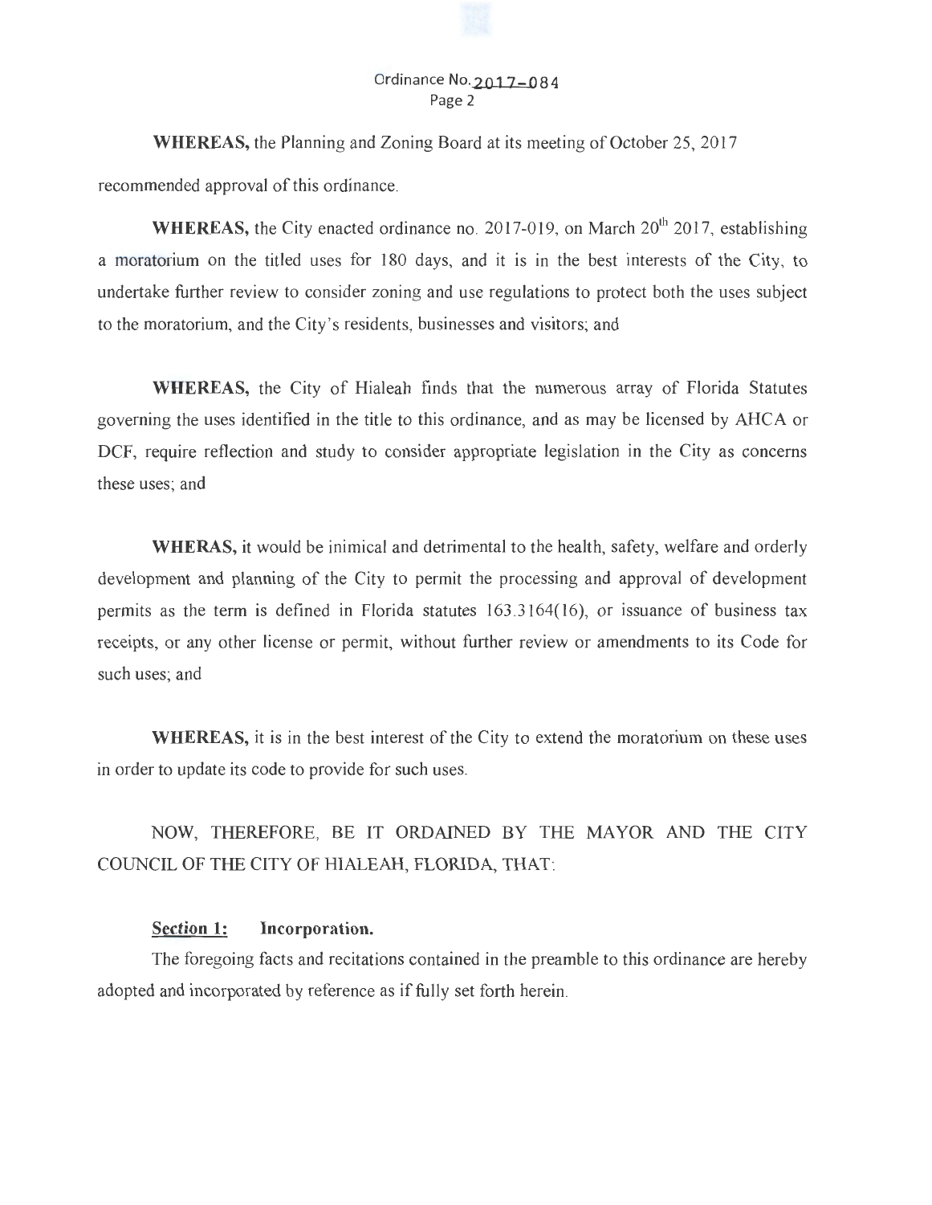**WHEREAS,** the Planning and Zoning Board at its meeting of October 25, 2017 recommended approval of this ordinance.

**WHEREAS,** the City enacted ordinance no. 2017-019, on March 20th 2017, establishing a moratorium on the titled uses for 180 days, and it is in the best interests of the City, to undertake further review to consider zoning and use regulations to protect both the uses subject to the moratorium, and the City's residents, businesses and visitors; and

**WHEREAS,** the City of Hialeah finds that the numerous array of Florida Statutes governing the uses identified in the title to this ordinance, and as may be licensed by AHCA or DCF, require reflection and study to consider appropriate legislation in the City as concerns these uses; and

**WHERAS,** it would be inimical and detrimental to the health, safety, welfare and orderly development and planning of the City to permit the processing and approval of development permits as the term is defined in Florida statutes 163.3164(16), or issuance of business tax receipts, or any other license or permit, without further review or amendments to its Code for such uses; and

**WHEREAS,** it is in the best interest of the City to extend the moratorium on these uses in order to update its code to provide for such uses.

NOW, THEREFORE, BE IT ORDAINED BY THE MAYOR AND THE CITY COUNCIL OF THE CITY OF HIALEAH, FLORIDA, THAT:

**Section 1: Incorporation.**

The foregoing facts and recitations contained in the preamble to this ordinance are hereby adopted and incorporated by reference as if fully set forth herein.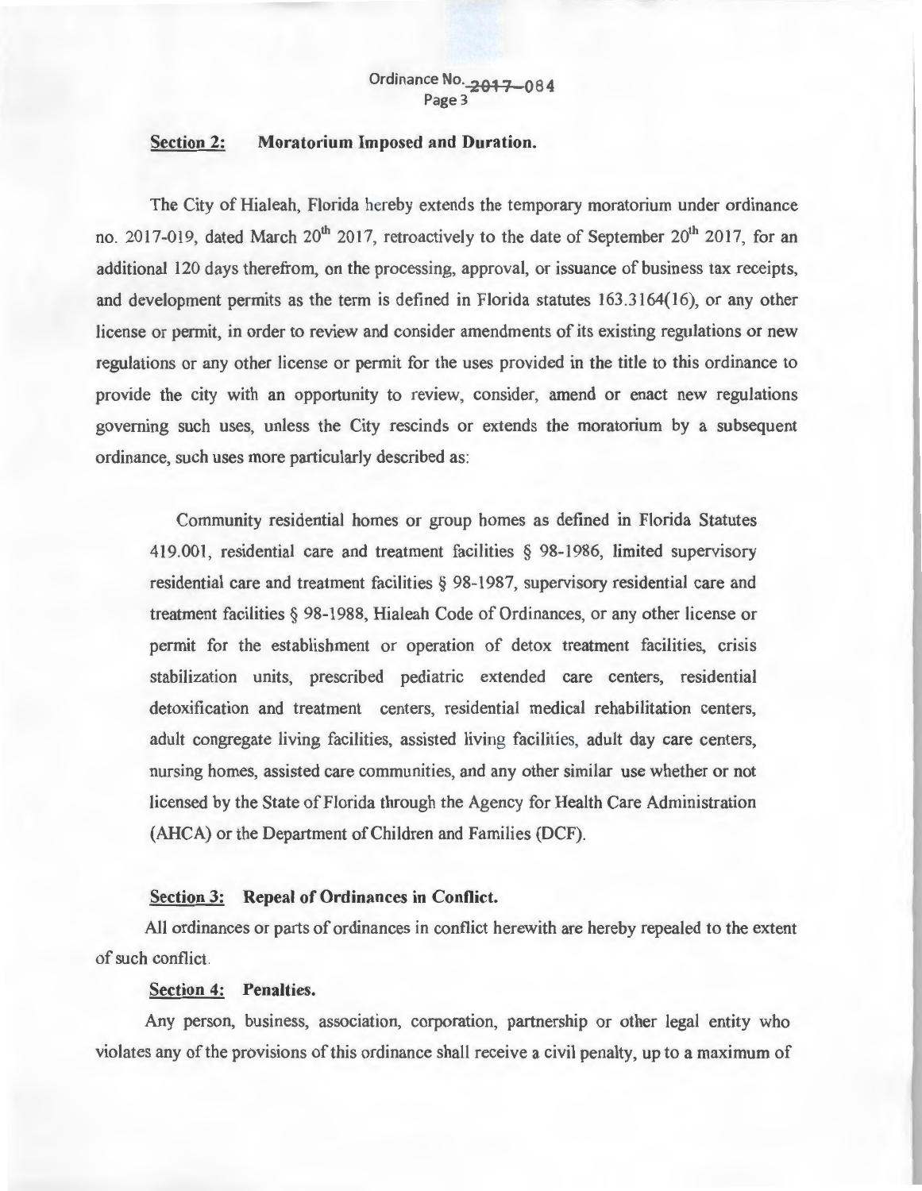**Section 2: Moratorium Imposed and Duration.**

The City of Hialeah, Florida hereby extends the temporary moratorium under ordinance no. 2017-019, dated March 20th 2017, retroactively to the date of September 20th 2017, for an additional 120 days therefrom, on the processing, approval, or issuance of business tax receipts, and development permits as the term is defined in Florida statutes 163.3164(16), or any other license or permit, in order to review and consider amendments of its existing regulations or new regulations or any other license or permit for the uses provided in the title to this ordinance to provide the city with an opportunity to review, consider, amend or enact new regulations governing such uses, unless the City rescinds or extends the moratorium by a subsequent ordinance, such uses more particularly described as:

> Community residential homes or group homes as defined in Florida Statutes 419.001, residential care and treatment facilities § 98-1986, limited supervisory residential care and treatment facilities § 98-1987, supervisory residential care and treatment facilities § 98-1988, Hialeah Code of Ordinances, or any other license or permit for the establishment or operation of detox treatment facilities, crisis stabilization units, prescribed pediatric extended care centers, residential detoxification and treatment centers, residential medical rehabilitation centers, adult congregate living facilities, assisted living facilities, adult day care centers, nursing homes, assisted care communities, and any other similar use whether or not licensed by the State of Florida through the Agency for Health Care Administration (AHCA) or the Department of Children and Families (DCF).

**Section 3: Repeal of Ordinances in Conflict.**

All ordinances or parts of ordinances in conflict herewith are hereby repealed to the extent of such conflict.

**Section 4: Penalties.**

Any person, business, association, corporation, partnership or other legal entity who violates any of the provisions of this ordinance shall receive a civil penalty, up to a maximum of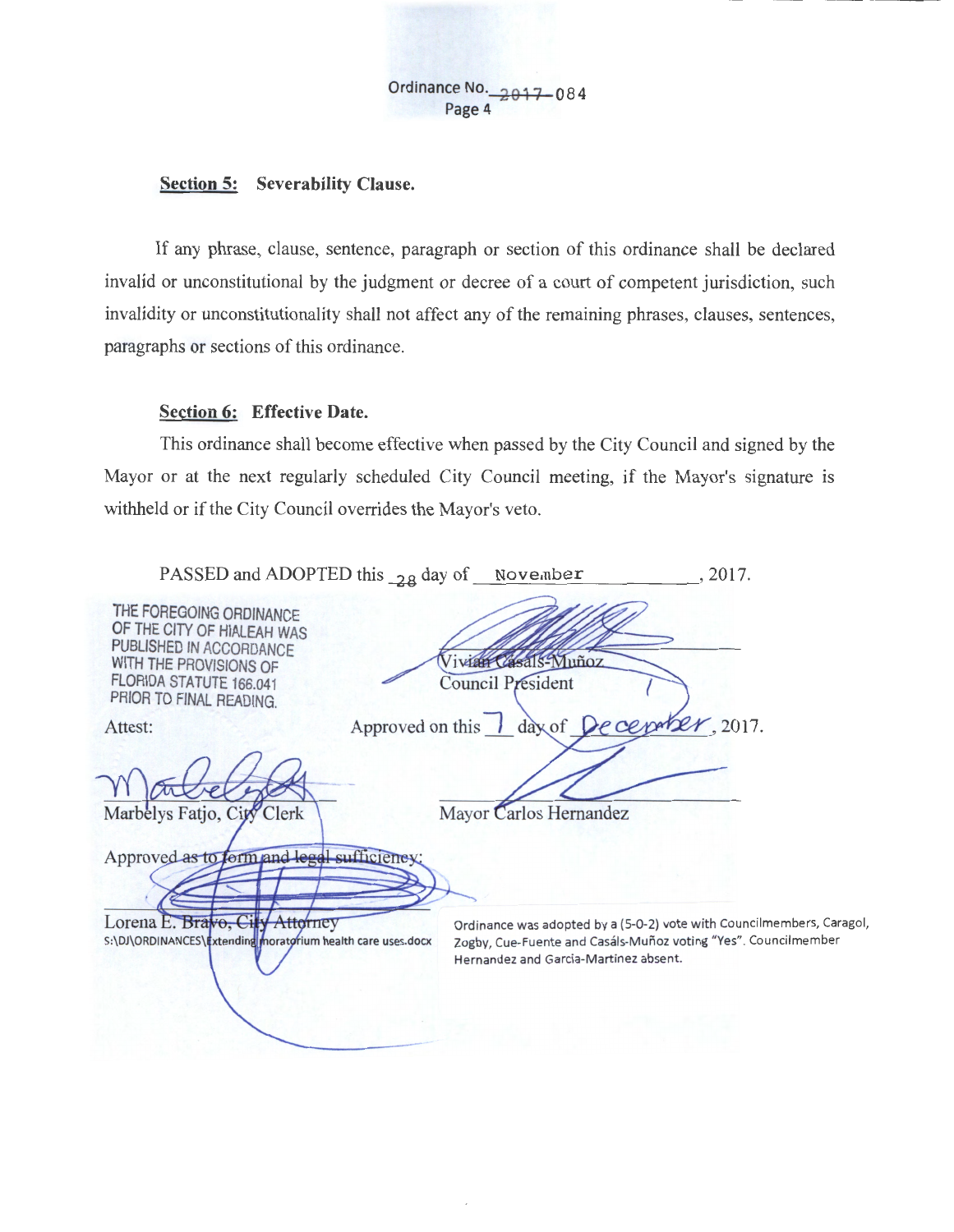Ordinance No. 2017-084
Page 4

**Section 5: Severability Clause.**

If any phrase, clause, sentence, paragraph or section of this ordinance shall be declared invalid or unconstitutional by the judgment or decree of a court of competent jurisdiction, such invalidity or unconstitutionality shall not affect any of the remaining phrases, clauses, sentences, paragraphs or sections of this ordinance.

**Section 6: Effective Date.**

This ordinance shall become effective when passed by the City Council and signed by the Mayor or at the next regularly scheduled City Council meeting, if the Mayor's signature is withheld or if the City Council overrides the Mayor's veto.

PASSED and ADOPTED this 28 day of November, 2017.

THE FOREGOING ORDINANCE OF THE CITY OF HIALEAH WAS PUBLISHED IN ACCORDANCE WITH THE PROVISIONS OF FLORIDA STATUTE 166.041 PRIOR TO FINAL READING.

Vivian Casals-Muñoz
Council President

Attest:

Approved on this 7 day of December, 2017.

Marbelys Fatjo, City Clerk

Mayor Carlos Hernandez

Approved as to form and legal sufficiency:

Lorena E. Bravo, City Attorney
S:\DJ\ORDINANCES\Extending moratorium health care uses.docx

Ordinance was adopted by a (5-0-2) vote with Councilmembers, Caragol, Zogby, Cue-Fuente and Casáls-Muñoz voting "Yes". Councilmember Hernandez and Garcia-Martinez absent.